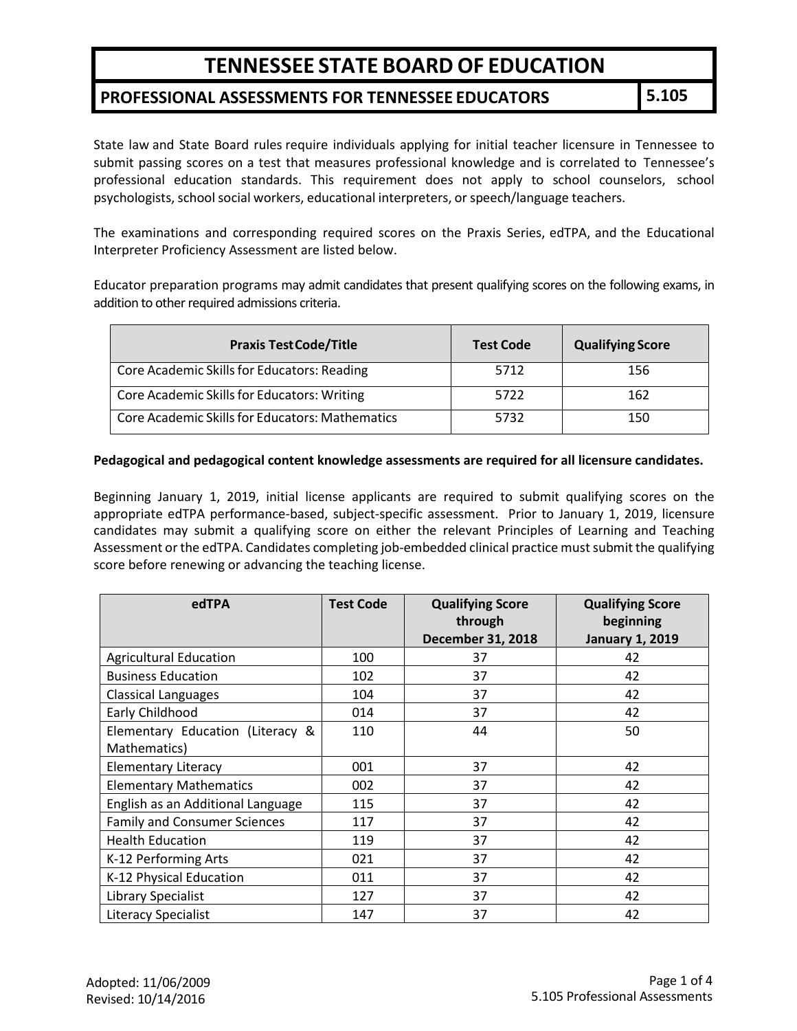# TENNESSEE STATE BOARD OF EDUCATION

## PROFESSIONAL ASSESSMENTS FOR TENNESSEE EDUCATORS — 5.105

State law and State Board rules require individuals applying for initial teacher licensure in Tennessee to submit passing scores on a test that measures professional knowledge and is correlated to Tennessee's professional education standards. This requirement does not apply to school counselors, school psychologists, school social workers, educational interpreters, or speech/language teachers.

The examinations and corresponding required scores on the Praxis Series, edTPA, and the Educational Interpreter Proficiency Assessment are listed below.

Educator preparation programs may admit candidates that present qualifying scores on the following exams, in addition to other required admissions criteria.

| Praxis Test Code/Title | Test Code | Qualifying Score |
|---|---|---|
| Core Academic Skills for Educators: Reading | 5712 | 156 |
| Core Academic Skills for Educators: Writing | 5722 | 162 |
| Core Academic Skills for Educators: Mathematics | 5732 | 150 |

**Pedagogical and pedagogical content knowledge assessments are required for all licensure candidates.**

Beginning January 1, 2019, initial license applicants are required to submit qualifying scores on the appropriate edTPA performance-based, subject-specific assessment. Prior to January 1, 2019, licensure candidates may submit a qualifying score on either the relevant Principles of Learning and Teaching Assessment or the edTPA. Candidates completing job-embedded clinical practice must submit the qualifying score before renewing or advancing the teaching license.

| edTPA | Test Code | Qualifying Score through December 31, 2018 | Qualifying Score beginning January 1, 2019 |
|---|---|---|---|
| Agricultural Education | 100 | 37 | 42 |
| Business Education | 102 | 37 | 42 |
| Classical Languages | 104 | 37 | 42 |
| Early Childhood | 014 | 37 | 42 |
| Elementary Education (Literacy & Mathematics) | 110 | 44 | 50 |
| Elementary Literacy | 001 | 37 | 42 |
| Elementary Mathematics | 002 | 37 | 42 |
| English as an Additional Language | 115 | 37 | 42 |
| Family and Consumer Sciences | 117 | 37 | 42 |
| Health Education | 119 | 37 | 42 |
| K-12 Performing Arts | 021 | 37 | 42 |
| K-12 Physical Education | 011 | 37 | 42 |
| Library Specialist | 127 | 37 | 42 |
| Literacy Specialist | 147 | 37 | 42 |

Adopted: 11/06/2009
Revised: 10/14/2016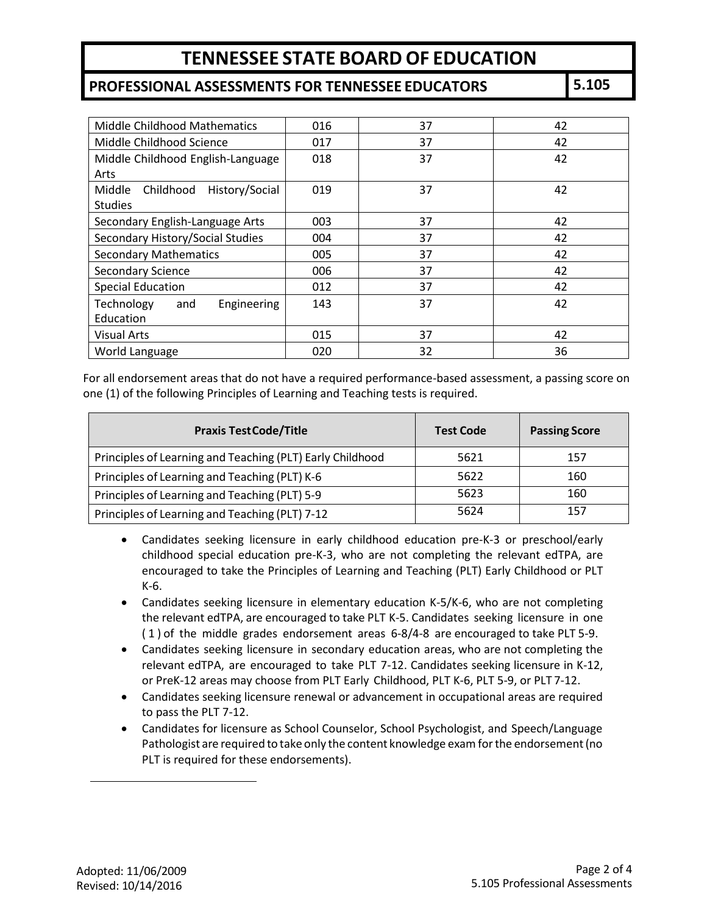| Middle Childhood Mathematics | 016 | 37 | 42 |
|---|---|---|---|
| Middle Childhood Science | 017 | 37 | 42 |
| Middle Childhood English-Language Arts | 018 | 37 | 42 |
| Middle Childhood History/Social Studies | 019 | 37 | 42 |
| Secondary English-Language Arts | 003 | 37 | 42 |
| Secondary History/Social Studies | 004 | 37 | 42 |
| Secondary Mathematics | 005 | 37 | 42 |
| Secondary Science | 006 | 37 | 42 |
| Special Education | 012 | 37 | 42 |
| Technology and Engineering Education | 143 | 37 | 42 |
| Visual Arts | 015 | 37 | 42 |
| World Language | 020 | 32 | 36 |

For all endorsement areas that do not have a required performance-based assessment, a passing score on one (1) of the following Principles of Learning and Teaching tests is required.

| Praxis Test Code/Title | Test Code | Passing Score |
|---|---|---|
| Principles of Learning and Teaching (PLT) Early Childhood | 5621 | 157 |
| Principles of Learning and Teaching (PLT) K-6 | 5622 | 160 |
| Principles of Learning and Teaching (PLT) 5-9 | 5623 | 160 |
| Principles of Learning and Teaching (PLT) 7-12 | 5624 | 157 |

- Candidates seeking licensure in early childhood education pre-K-3 or preschool/early childhood special education pre-K-3, who are not completing the relevant edTPA, are encouraged to take the Principles of Learning and Teaching (PLT) Early Childhood or PLT K-6.
- Candidates seeking licensure in elementary education K-5/K-6, who are not completing the relevant edTPA, are encouraged to take PLT K-5. Candidates seeking licensure in one (1) of the middle grades endorsement areas 6-8/4-8 are encouraged to take PLT 5-9.
- Candidates seeking licensure in secondary education areas, who are not completing the relevant edTPA, are encouraged to take PLT 7-12. Candidates seeking licensure in K-12, or PreK-12 areas may choose from PLT Early Childhood, PLT K-6, PLT 5-9, or PLT 7-12.
- Candidates seeking licensure renewal or advancement in occupational areas are required to pass the PLT 7-12.
- Candidates for licensure as School Counselor, School Psychologist, and Speech/Language Pathologist are required to take only the content knowledge exam for the endorsement (no PLT is required for these endorsements).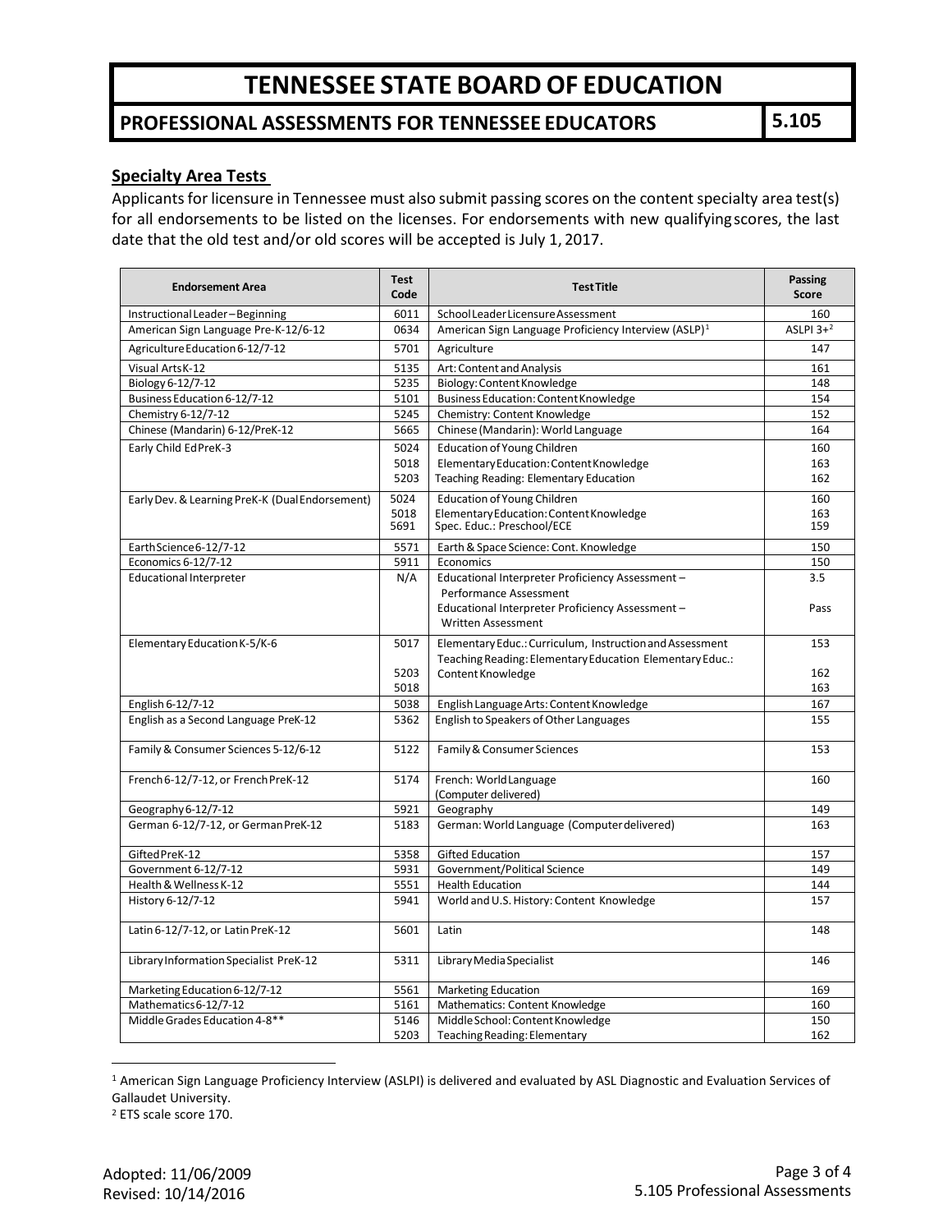# TENNESSEE STATE BOARD OF EDUCATION

## PROFESSIONAL ASSESSMENTS FOR TENNESSEE EDUCATORS — 5.105

### Specialty Area Tests

Applicants for licensure in Tennessee must also submit passing scores on the content specialty area test(s) for all endorsements to be listed on the licenses. For endorsements with new qualifying scores, the last date that the old test and/or old scores will be accepted is July 1, 2017.

| Endorsement Area | Test Code | Test Title | Passing Score |
|---|---|---|---|
| Instructional Leader – Beginning | 6011 | School Leader Licensure Assessment | 160 |
| American Sign Language Pre-K-12/6-12 | 0634 | American Sign Language Proficiency Interview (ASLP)[1] | ASLPI 3+[2] |
| Agriculture Education 6-12/7-12 | 5701 | Agriculture | 147 |
| Visual Arts K-12 | 5135 | Art: Content and Analysis | 161 |
| Biology 6-12/7-12 | 5235 | Biology: Content Knowledge | 148 |
| Business Education 6-12/7-12 | 5101 | Business Education: Content Knowledge | 154 |
| Chemistry 6-12/7-12 | 5245 | Chemistry: Content Knowledge | 152 |
| Chinese (Mandarin) 6-12/PreK-12 | 5665 | Chinese (Mandarin): World Language | 164 |
| Early Child Ed PreK-3 | 5024<br>5018<br>5203 | Education of Young Children<br>Elementary Education: Content Knowledge<br>Teaching Reading: Elementary Education | 160<br>163<br>162 |
| Early Dev. & Learning PreK-K (Dual Endorsement) | 5024<br>5018<br>5691 | Education of Young Children<br>Elementary Education: Content Knowledge<br>Spec. Educ.: Preschool/ECE | 160<br>163<br>159 |
| Earth Science 6-12/7-12 | 5571 | Earth & Space Science: Cont. Knowledge | 150 |
| Economics 6-12/7-12 | 5911 | Economics | 150 |
| Educational Interpreter | N/A | Educational Interpreter Proficiency Assessment – Performance Assessment<br>Educational Interpreter Proficiency Assessment – Written Assessment | 3.5<br>Pass |
| Elementary Education K-5/K-6 | 5017<br>5203<br>5018 | Elementary Educ.: Curriculum, Instruction and Assessment<br>Teaching Reading: Elementary Education Elementary Educ.: Content Knowledge | 153<br>162<br>163 |
| English 6-12/7-12 | 5038 | English Language Arts: Content Knowledge | 167 |
| English as a Second Language PreK-12 | 5362 | English to Speakers of Other Languages | 155 |
| Family & Consumer Sciences 5-12/6-12 | 5122 | Family & Consumer Sciences | 153 |
| French 6-12/7-12, or French PreK-12 | 5174 | French: World Language (Computer delivered) | 160 |
| Geography 6-12/7-12 | 5921 | Geography | 149 |
| German 6-12/7-12, or German PreK-12 | 5183 | German: World Language (Computer delivered) | 163 |
| Gifted PreK-12 | 5358 | Gifted Education | 157 |
| Government 6-12/7-12 | 5931 | Government/Political Science | 149 |
| Health & Wellness K-12 | 5551 | Health Education | 144 |
| History 6-12/7-12 | 5941 | World and U.S. History: Content Knowledge | 157 |
| Latin 6-12/7-12, or Latin PreK-12 | 5601 | Latin | 148 |
| Library Information Specialist PreK-12 | 5311 | Library Media Specialist | 146 |
| Marketing Education 6-12/7-12 | 5561 | Marketing Education | 169 |
| Mathematics 6-12/7-12 | 5161 | Mathematics: Content Knowledge | 160 |
| Middle Grades Education 4-8** | 5146<br>5203 | Middle School: Content Knowledge<br>Teaching Reading: Elementary | 150<br>162 |

[1] American Sign Language Proficiency Interview (ASLPI) is delivered and evaluated by ASL Diagnostic and Evaluation Services of Gallaudet University.

[2] ETS scale score 170.

Adopted: 11/06/2009
Revised: 10/14/2016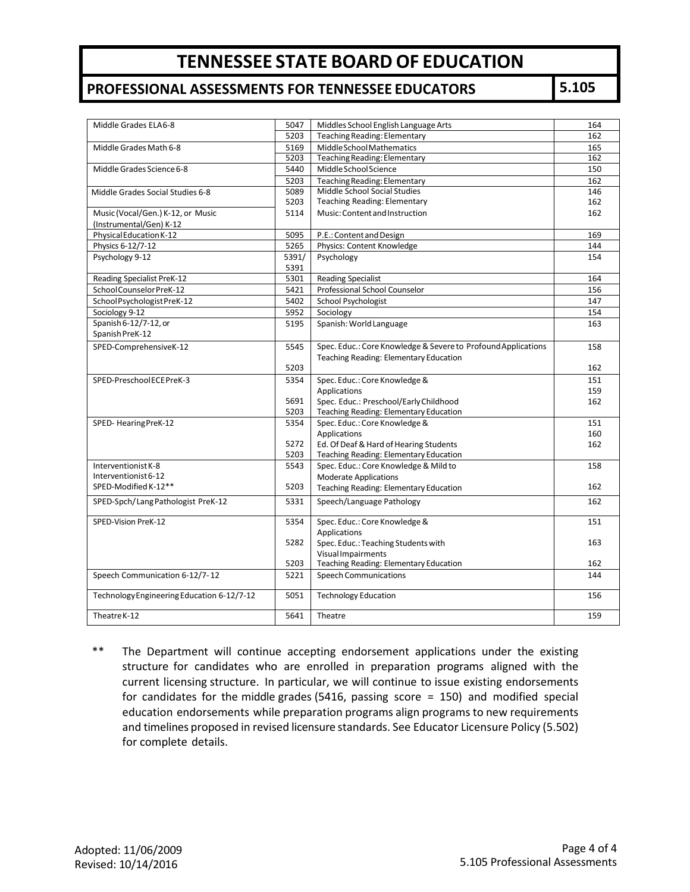# TENNESSEE STATE BOARD OF EDUCATION

## PROFESSIONAL ASSESSMENTS FOR TENNESSEE EDUCATORS 5.105

| | | | |
|---|---|---|---|
| Middle Grades ELA 6-8 | 5047 | Middles School English Language Arts | 164 |
| | 5203 | Teaching Reading: Elementary | 162 |
| Middle Grades Math 6-8 | 5169 | Middle School Mathematics | 165 |
| | 5203 | Teaching Reading: Elementary | 162 |
| Middle Grades Science 6-8 | 5440 | Middle School Science | 150 |
| | 5203 | Teaching Reading: Elementary | 162 |
| Middle Grades Social Studies 6-8 | 5089<br>5203 | Middle School Social Studies<br>Teaching Reading: Elementary | 146<br>162 |
| Music (Vocal/Gen.) K-12, or Music (Instrumental/Gen) K-12 | 5114 | Music: Content and Instruction | 162 |
| Physical Education K-12 | 5095 | P.E.: Content and Design | 169 |
| Physics 6-12/7-12 | 5265 | Physics: Content Knowledge | 144 |
| Psychology 9-12 | 5391/<br>5391 | Psychology | 154 |
| Reading Specialist PreK-12 | 5301 | Reading Specialist | 164 |
| School Counselor PreK-12 | 5421 | Professional School Counselor | 156 |
| School Psychologist PreK-12 | 5402 | School Psychologist | 147 |
| Sociology 9-12 | 5952 | Sociology | 154 |
| Spanish 6-12/7-12, or Spanish PreK-12 | 5195 | Spanish: World Language | 163 |
| SPED-Comprehensive K-12 | 5545<br><br>5203 | Spec. Educ.: Core Knowledge & Severe to Profound Applications<br>Teaching Reading: Elementary Education | 158<br><br>162 |
| SPED-Preschool ECE PreK-3 | 5354<br><br>5691<br>5203 | Spec. Educ.: Core Knowledge &<br>Applications<br>Spec. Educ.: Preschool/Early Childhood<br>Teaching Reading: Elementary Education | 151<br>159<br>162 |
| SPED- Hearing PreK-12 | 5354<br><br>5272<br>5203 | Spec. Educ.: Core Knowledge &<br>Applications<br>Ed. Of Deaf & Hard of Hearing Students<br>Teaching Reading: Elementary Education | 151<br>160<br>162 |
| Interventionist K-8<br>Interventionist 6-12<br>SPED-Modified K-12** | 5543<br><br>5203 | Spec. Educ.: Core Knowledge & Mild to<br>Moderate Applications<br>Teaching Reading: Elementary Education | 158<br><br>162 |
| SPED-Spch/Lang Pathologist PreK-12 | 5331 | Speech/Language Pathology | 162 |
| SPED-Vision PreK-12 | 5354<br><br>5282<br><br>5203 | Spec. Educ.: Core Knowledge &<br>Applications<br>Spec. Educ.: Teaching Students with<br>Visual Impairments<br>Teaching Reading: Elementary Education | 151<br><br>163<br><br>162 |
| Speech Communication 6-12/7-12 | 5221 | Speech Communications | 144 |
| Technology Engineering Education 6-12/7-12 | 5051 | Technology Education | 156 |
| Theatre K-12 | 5641 | Theatre | 159 |

** The Department will continue accepting endorsement applications under the existing structure for candidates who are enrolled in preparation programs aligned with the current licensing structure. In particular, we will continue to issue existing endorsements for candidates for the middle grades (5416, passing score = 150) and modified special education endorsements while preparation programs align programs to new requirements and timelines proposed in revised licensure standards. See Educator Licensure Policy (5.502) for complete details.

Adopted: 11/06/2009
Revised: 10/14/2016